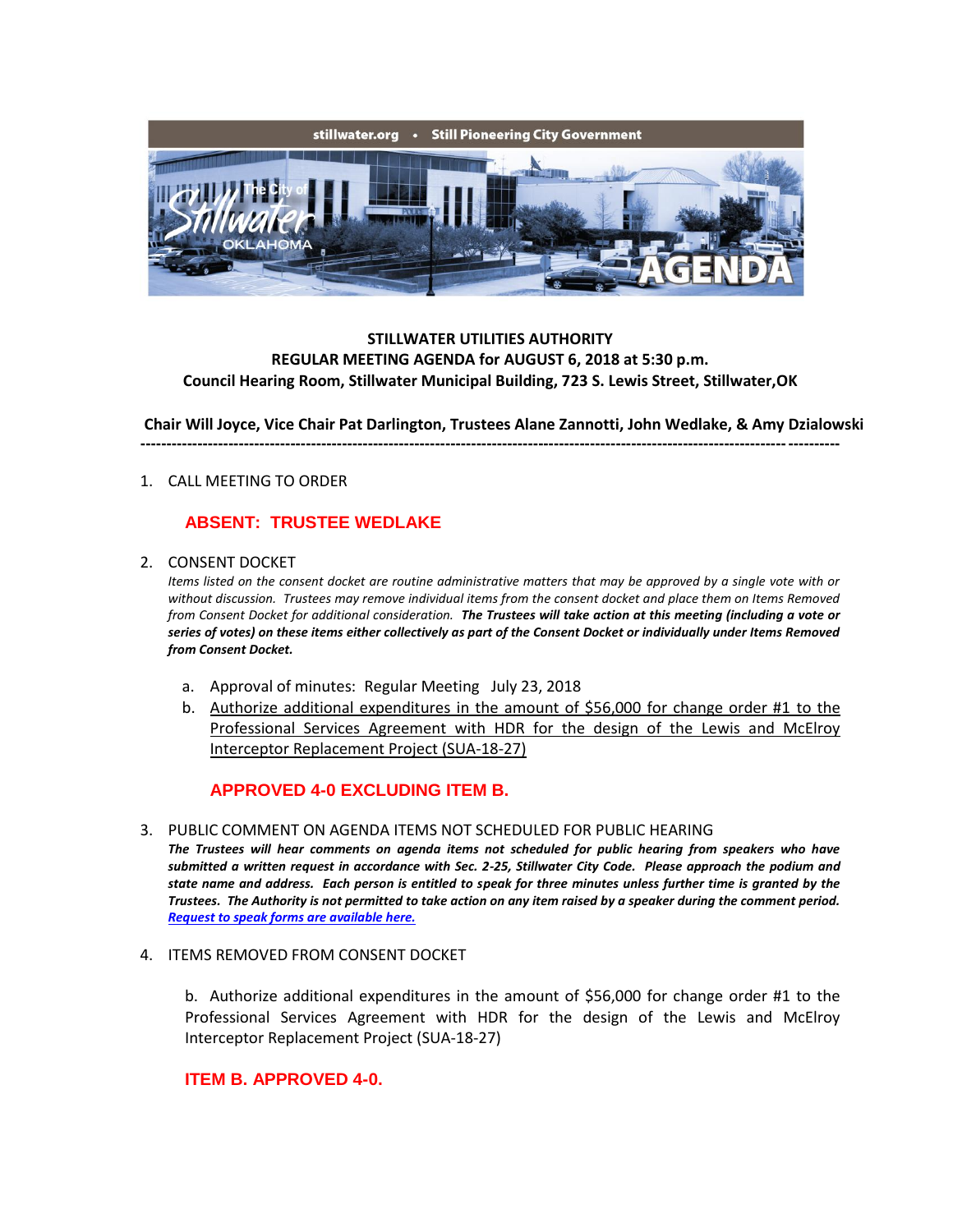stillwater.org • Still Pioneering City Government

The City of Stillwater OKLAHOMA AGENDA

**STILLWATER UTILITIES AUTHORITY**
**REGULAR MEETING AGENDA for AUGUST 6, 2018 at 5:30 p.m.**
**Council Hearing Room, Stillwater Municipal Building, 723 S. Lewis Street, Stillwater,OK**

**Chair Will Joyce, Vice Chair Pat Darlington, Trustees Alane Zannotti, John Wedlake, & Amy Dzialowski**

---

1. CALL MEETING TO ORDER

   **ABSENT: TRUSTEE WEDLAKE**

2. CONSENT DOCKET

   *Items listed on the consent docket are routine administrative matters that may be approved by a single vote with or without discussion. Trustees may remove individual items from the consent docket and place them on Items Removed from Consent Docket for additional consideration.* ***The Trustees will take action at this meeting (including a vote or series of votes) on these items either collectively as part of the Consent Docket or individually under Items Removed from Consent Docket.***

   a. Approval of minutes: Regular Meeting July 23, 2018
   b. Authorize additional expenditures in the amount of $56,000 for change order #1 to the Professional Services Agreement with HDR for the design of the Lewis and McElroy Interceptor Replacement Project (SUA-18-27)

   **APPROVED 4-0 EXCLUDING ITEM B.**

3. PUBLIC COMMENT ON AGENDA ITEMS NOT SCHEDULED FOR PUBLIC HEARING

   ***The Trustees will hear comments on agenda items not scheduled for public hearing from speakers who have submitted a written request in accordance with Sec. 2-25, Stillwater City Code. Please approach the podium and state name and address. Each person is entitled to speak for three minutes unless further time is granted by the Trustees. The Authority is not permitted to take action on any item raised by a speaker during the comment period.*** ***Request to speak forms are available here.***

4. ITEMS REMOVED FROM CONSENT DOCKET

   b. Authorize additional expenditures in the amount of $56,000 for change order #1 to the Professional Services Agreement with HDR for the design of the Lewis and McElroy Interceptor Replacement Project (SUA-18-27)

   **ITEM B. APPROVED 4-0.**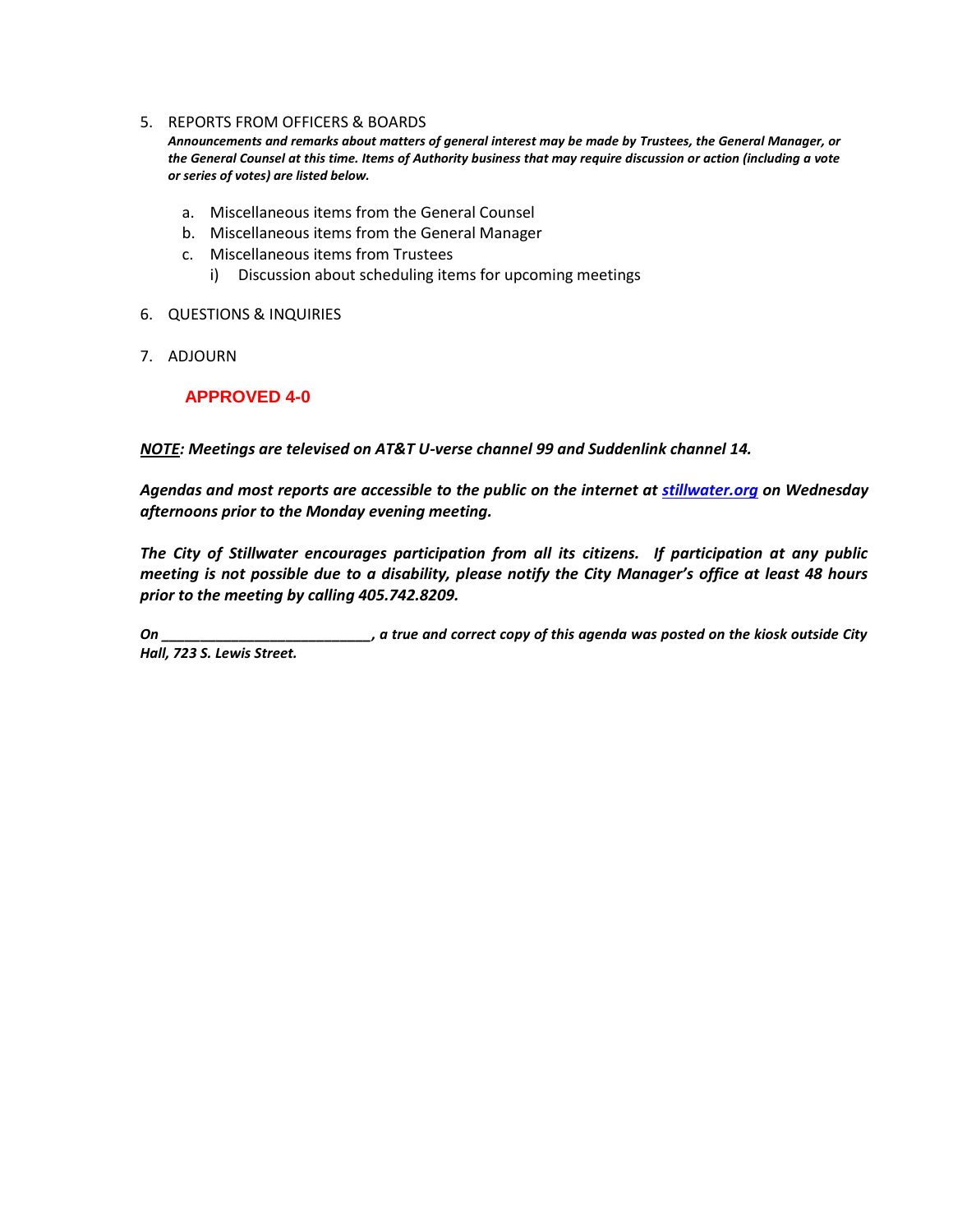5. REPORTS FROM OFFICERS & BOARDS

   ***Announcements and remarks about matters of general interest may be made by Trustees, the General Manager, or the General Counsel at this time. Items of Authority business that may require discussion or action (including a vote or series of votes) are listed below.***

   a. Miscellaneous items from the General Counsel
   b. Miscellaneous items from the General Manager
   c. Miscellaneous items from Trustees
      i) Discussion about scheduling items for upcoming meetings

6. QUESTIONS & INQUIRIES

7. ADJOURN

   **APPROVED 4-0**

***NOTE**: Meetings are televised on AT&T U-verse channel 99 and Suddenlink channel 14.*

***Agendas and most reports are accessible to the public on the internet at [stillwater.org](stillwater.org) on Wednesday afternoons prior to the Monday evening meeting.***

***The City of Stillwater encourages participation from all its citizens. If participation at any public meeting is not possible due to a disability, please notify the City Manager's office at least 48 hours prior to the meeting by calling 405.742.8209.***

***On \_\_\_\_\_\_\_\_\_\_\_\_\_\_\_\_\_\_\_\_\_\_\_\_\_\_, a true and correct copy of this agenda was posted on the kiosk outside City Hall, 723 S. Lewis Street.***